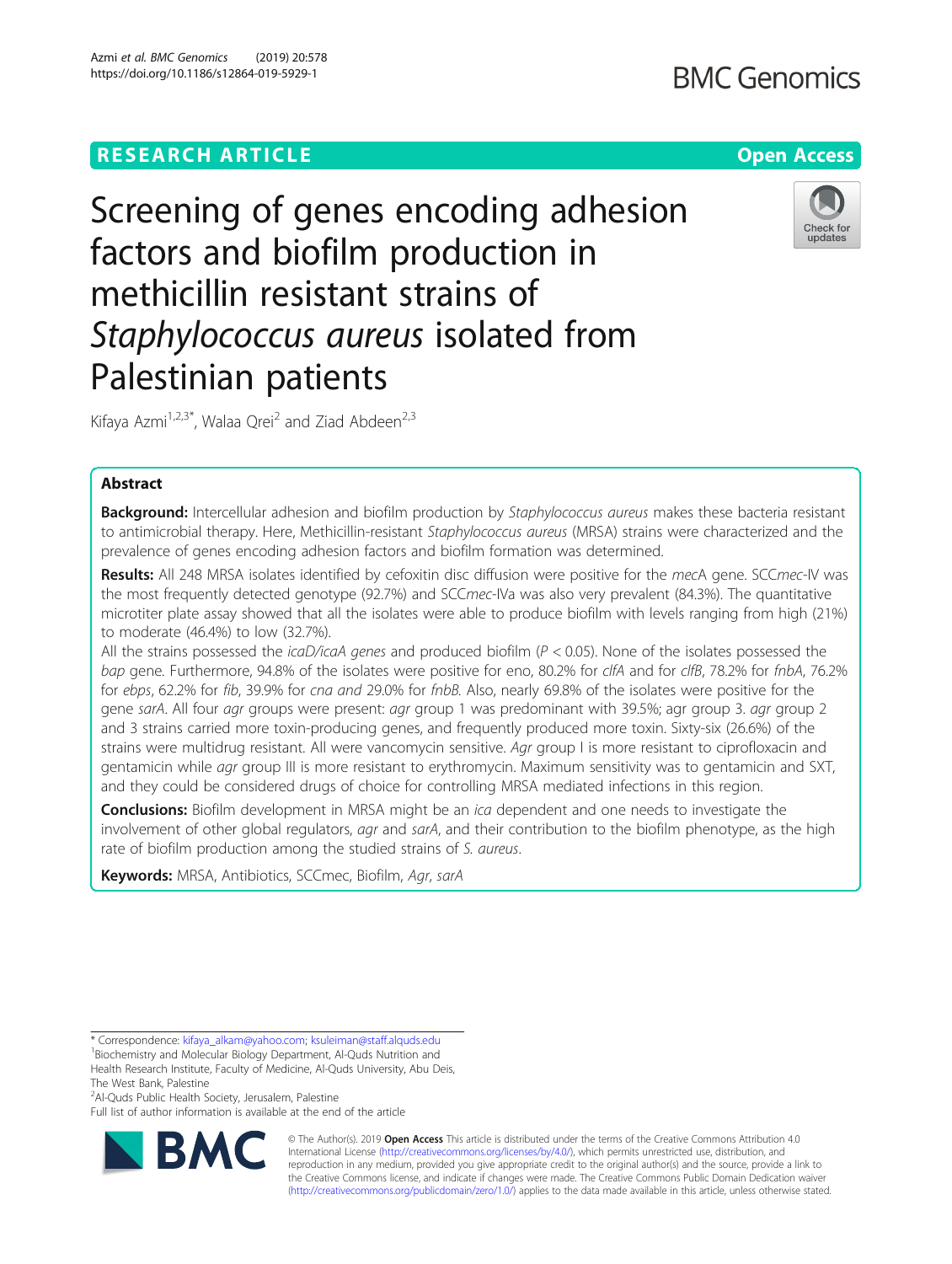# Screening of genes encoding adhesion factors and biofilm production in methicillin resistant strains of *Staphylococcus aureus* isolated from Palestinian patients

Kifaya Azmi[1,2,3*], Walaa Qrei[2] and Ziad Abdeen[2,3]

## Abstract

**Background:** Intercellular adhesion and biofilm production by *Staphylococcus aureus* makes these bacteria resistant to antimicrobial therapy. Here, Methicillin-resistant *Staphylococcus aureus* (MRSA) strains were characterized and the prevalence of genes encoding adhesion factors and biofilm formation was determined.

**Results:** All 248 MRSA isolates identified by cefoxitin disc diffusion were positive for the *mec*A gene. SCC*mec*-IV was the most frequently detected genotype (92.7%) and SCC*mec*-IVa was also very prevalent (84.3%). The quantitative microtiter plate assay showed that all the isolates were able to produce biofilm with levels ranging from high (21%) to moderate (46.4%) to low (32.7%).

All the strains possessed the *icaD/icaA genes* and produced biofilm ($P < 0.05$). None of the isolates possessed the *bap* gene. Furthermore, 94.8% of the isolates were positive for eno, 80.2% for *clfA* and for *clfB*, 78.2% for *fnbA*, 76.2% for *ebps*, 62.2% for *fib*, 39.9% for *cna and* 29.0% for *fnbB*. Also, nearly 69.8% of the isolates were positive for the gene *sarA*. All four *agr* groups were present: *agr* group 1 was predominant with 39.5%; agr group 3. *agr* group 2 and 3 strains carried more toxin-producing genes, and frequently produced more toxin. Sixty-six (26.6%) of the strains were multidrug resistant. All were vancomycin sensitive. *Agr* group I is more resistant to ciprofloxacin and gentamicin while *agr* group III is more resistant to erythromycin. Maximum sensitivity was to gentamicin and SXT, and they could be considered drugs of choice for controlling MRSA mediated infections in this region.

**Conclusions:** Biofilm development in MRSA might be an *ica* dependent and one needs to investigate the involvement of other global regulators, *agr* and *sarA*, and their contribution to the biofilm phenotype, as the high rate of biofilm production among the studied strains of *S. aureus*.

**Keywords:** MRSA, Antibiotics, SCCmec, Biofilm, *Agr*, *sarA*

---

\* Correspondence: kifaya_alkam@yahoo.com; ksuleiman@staff.alquds.edu
[1]Biochemistry and Molecular Biology Department, Al-Quds Nutrition and Health Research Institute, Faculty of Medicine, Al-Quds University, Abu Deis, The West Bank, Palestine
[2]Al-Quds Public Health Society, Jerusalem, Palestine
Full list of author information is available at the end of the article

© The Author(s). 2019 **Open Access** This article is distributed under the terms of the Creative Commons Attribution 4.0 International License (http://creativecommons.org/licenses/by/4.0/), which permits unrestricted use, distribution, and reproduction in any medium, provided you give appropriate credit to the original author(s) and the source, provide a link to the Creative Commons license, and indicate if changes were made. The Creative Commons Public Domain Dedication waiver (http://creativecommons.org/publicdomain/zero/1.0/) applies to the data made available in this article, unless otherwise stated.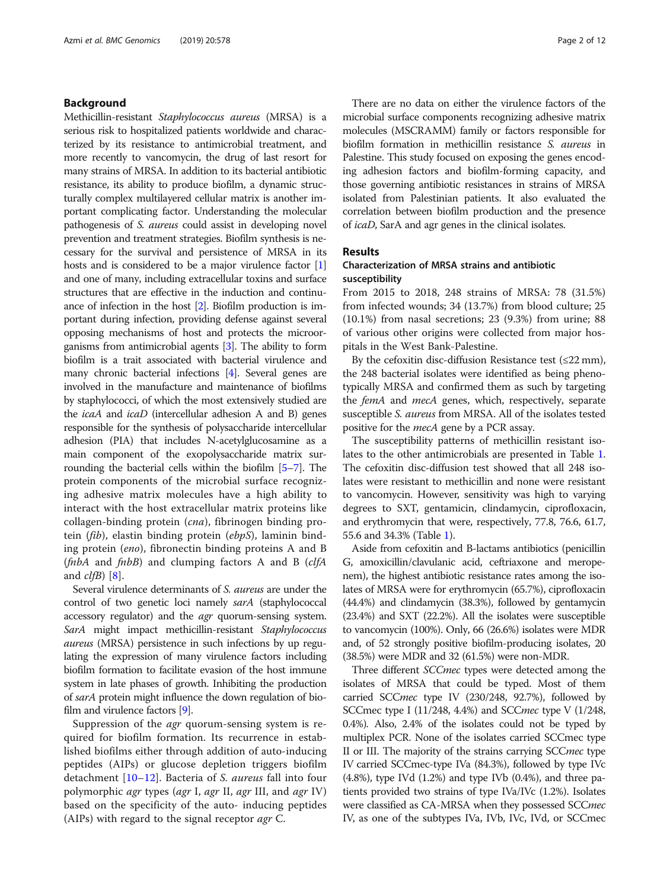## Background

Methicillin-resistant *Staphylococcus aureus* (MRSA) is a serious risk to hospitalized patients worldwide and characterized by its resistance to antimicrobial treatment, and more recently to vancomycin, the drug of last resort for many strains of MRSA. In addition to its bacterial antibiotic resistance, its ability to produce biofilm, a dynamic structurally complex multilayered cellular matrix is another important complicating factor. Understanding the molecular pathogenesis of *S. aureus* could assist in developing novel prevention and treatment strategies. Biofilm synthesis is necessary for the survival and persistence of MRSA in its hosts and is considered to be a major virulence factor [1] and one of many, including extracellular toxins and surface structures that are effective in the induction and continuance of infection in the host [2]. Biofilm production is important during infection, providing defense against several opposing mechanisms of host and protects the microorganisms from antimicrobial agents [3]. The ability to form biofilm is a trait associated with bacterial virulence and many chronic bacterial infections [4]. Several genes are involved in the manufacture and maintenance of biofilms by staphylococci, of which the most extensively studied are the *icaA* and *icaD* (intercellular adhesion A and B) genes responsible for the synthesis of polysaccharide intercellular adhesion (PIA) that includes N-acetylglucosamine as a main component of the exopolysaccharide matrix surrounding the bacterial cells within the biofilm [5–7]. The protein components of the microbial surface recognizing adhesive matrix molecules have a high ability to interact with the host extracellular matrix proteins like collagen-binding protein (*cna*), fibrinogen binding protein (*fib*), elastin binding protein (*ebpS*), laminin binding protein (*eno*), fibronectin binding proteins A and B (*fnbA* and *fnbB*) and clumping factors A and B (*clfA* and *clfB*) [8].

Several virulence determinants of *S. aureus* are under the control of two genetic loci namely *sarA* (staphylococcal accessory regulator) and the *agr* quorum-sensing system. *SarA* might impact methicillin-resistant *Staphylococcus aureus* (MRSA) persistence in such infections by up regulating the expression of many virulence factors including biofilm formation to facilitate evasion of the host immune system in late phases of growth. Inhibiting the production of *sarA* protein might influence the down regulation of biofilm and virulence factors [9].

Suppression of the *agr* quorum-sensing system is required for biofilm formation. Its recurrence in established biofilms either through addition of auto-inducing peptides (AIPs) or glucose depletion triggers biofilm detachment [10–12]. Bacteria of *S. aureus* fall into four polymorphic *agr* types (*agr* I, *agr* II, *agr* III, and *agr* IV) based on the specificity of the auto- inducing peptides (AIPs) with regard to the signal receptor *agr* C.

There are no data on either the virulence factors of the microbial surface components recognizing adhesive matrix molecules (MSCRAMM) family or factors responsible for biofilm formation in methicillin resistance *S. aureus* in Palestine. This study focused on exposing the genes encoding adhesion factors and biofilm-forming capacity, and those governing antibiotic resistances in strains of MRSA isolated from Palestinian patients. It also evaluated the correlation between biofilm production and the presence of *icaD*, SarA and agr genes in the clinical isolates.

## Results

### Characterization of MRSA strains and antibiotic susceptibility

From 2015 to 2018, 248 strains of MRSA: 78 (31.5%) from infected wounds; 34 (13.7%) from blood culture; 25 (10.1%) from nasal secretions; 23 (9.3%) from urine; 88 of various other origins were collected from major hospitals in the West Bank-Palestine.

By the cefoxitin disc-diffusion Resistance test (≤22 mm), the 248 bacterial isolates were identified as being phenotypically MRSA and confirmed them as such by targeting the *femA* and *mecA* genes, which, respectively, separate susceptible *S. aureus* from MRSA. All of the isolates tested positive for the *mecA* gene by a PCR assay.

The susceptibility patterns of methicillin resistant isolates to the other antimicrobials are presented in Table 1. The cefoxitin disc-diffusion test showed that all 248 isolates were resistant to methicillin and none were resistant to vancomycin. However, sensitivity was high to varying degrees to SXT, gentamicin, clindamycin, ciprofloxacin, and erythromycin that were, respectively, 77.8, 76.6, 61.7, 55.6 and 34.3% (Table 1).

Aside from cefoxitin and B-lactams antibiotics (penicillin G, amoxicillin/clavulanic acid, ceftriaxone and meropenem), the highest antibiotic resistance rates among the isolates of MRSA were for erythromycin (65.7%), ciprofloxacin (44.4%) and clindamycin (38.3%), followed by gentamycin (23.4%) and SXT (22.2%). All the isolates were susceptible to vancomycin (100%). Only, 66 (26.6%) isolates were MDR and, of 52 strongly positive biofilm-producing isolates, 20 (38.5%) were MDR and 32 (61.5%) were non-MDR.

Three different *SCCmec* types were detected among the isolates of MRSA that could be typed. Most of them carried SCC*mec* type IV (230/248, 92.7%), followed by SCCmec type I (11/248, 4.4%) and SCC*mec* type V (1/248, 0.4%). Also, 2.4% of the isolates could not be typed by multiplex PCR. None of the isolates carried SCCmec type II or III. The majority of the strains carrying SCC*mec* type IV carried SCCmec-type IVa (84.3%), followed by type IVc (4.8%), type IVd (1.2%) and type IVb (0.4%), and three patients provided two strains of type IVa/IVc (1.2%). Isolates were classified as CA-MRSA when they possessed SCC*mec* IV, as one of the subtypes IVa, IVb, IVc, IVd, or SCCmec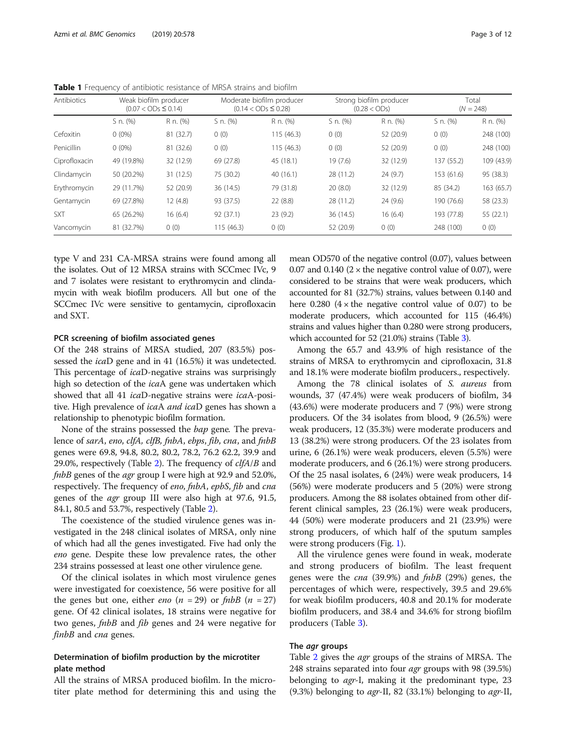**Table 1** Frequency of antibiotic resistance of MRSA strains and biofilm

| Antibiotics | Weak biofilm producer ($0.07 < ODs \leq 0.14$) | | Moderate biofilm producer ($0.14 < ODs \leq 0.28$) | | Strong biofilm producer ($0.28 < ODs$) | | Total ($N = 248$) | |
|---|---|---|---|---|---|---|---|---|
| | S n. (%) | R n. (%) | S n. (%) | R n. (%) | S n. (%) | R n. (%) | S n. (%) | R n. (%) |
| Cefoxitin | 0 (0%) | 81 (32.7) | 0 (0) | 115 (46.3) | 0 (0) | 52 (20.9) | 0 (0) | 248 (100) |
| Penicillin | 0 (0%) | 81 (32.6) | 0 (0) | 115 (46.3) | 0 (0) | 52 (20.9) | 0 (0) | 248 (100) |
| Ciprofloxacin | 49 (19.8%) | 32 (12.9) | 69 (27.8) | 45 (18.1) | 19 (7.6) | 32 (12.9) | 137 (55.2) | 109 (43.9) |
| Clindamycin | 50 (20.2%) | 31 (12.5) | 75 (30.2) | 40 (16.1) | 28 (11.2) | 24 (9.7) | 153 (61.6) | 95 (38.3) |
| Erythromycin | 29 (11.7%) | 52 (20.9) | 36 (14.5) | 79 (31.8) | 20 (8.0) | 32 (12.9) | 85 (34.2) | 163 (65.7) |
| Gentamycin | 69 (27.8%) | 12 (4.8) | 93 (37.5) | 22 (8.8) | 28 (11.2) | 24 (9.6) | 190 (76.6) | 58 (23.3) |
| SXT | 65 (26.2%) | 16 (6.4) | 92 (37.1) | 23 (9.2) | 36 (14.5) | 16 (6.4) | 193 (77.8) | 55 (22.1) |
| Vancomycin | 81 (32.7%) | 0 (0) | 115 (46.3) | 0 (0) | 52 (20.9) | 0 (0) | 248 (100) | 0 (0) |

type V and 231 CA-MRSA strains were found among all the isolates. Out of 12 MRSA strains with SCCmec IVc, 9 and 7 isolates were resistant to erythromycin and clindamycin with weak biofilm producers. All but one of the SCCmec IVc were sensitive to gentamycin, ciprofloxacin and SXT.

### PCR screening of biofilm associated genes

Of the 248 strains of MRSA studied, 207 (83.5%) possessed the *ica*D gene and in 41 (16.5%) it was undetected. This percentage of *ica*D-negative strains was surprisingly high so detection of the *ica*A gene was undertaken which showed that all 41 *ica*D-negative strains were *ica*A-positive. High prevalence of *ica*A *and ica*D genes has shown a relationship to phenotypic biofilm formation.

None of the strains possessed the *bap* gene*.* The prevalence of *sarA*, *eno*, *clfA*, *clfB*, *fnbA*, *ebps*, *fib*, *cna*, and *fnbB* genes were 69.8, 94.8, 80.2, 80.2, 78.2, 76.2 62.2, 39.9 and 29.0%, respectively (Table 2). The frequency of *clfA*/*B* and *fnbB* genes of the *agr* group I were high at 92.9 and 52.0%, respectively. The frequency of *eno*, *fnbA*, *epbS*, *fib* and *cna* genes of the *agr* group III were also high at 97.6, 91.5, 84.1, 80.5 and 53.7%, respectively (Table 2).

The coexistence of the studied virulence genes was investigated in the 248 clinical isolates of MRSA, only nine of which had all the genes investigated. Five had only the *eno* gene. Despite these low prevalence rates, the other 234 strains possessed at least one other virulence gene.

Of the clinical isolates in which most virulence genes were investigated for coexistence, 56 were positive for all the genes but one, either *eno* ($n = 29$) or *fnbB* ($n = 27$) gene. Of 42 clinical isolates, 18 strains were negative for two genes, *fnbB* and *fib* genes and 24 were negative for *finbB* and *cna* genes.

### Determination of biofilm production by the microtiter plate method

All the strains of MRSA produced biofilm. In the microtiter plate method for determining this and using the mean OD570 of the negative control (0.07), values between 0.07 and 0.140 ($2 \times$ the negative control value of 0.07), were considered to be strains that were weak producers, which accounted for 81 (32.7%) strains, values between 0.140 and here 0.280 ($4 \times$ the negative control value of 0.07) to be moderate producers, which accounted for 115 (46.4%) strains and values higher than 0.280 were strong producers, which accounted for 52 (21.0%) strains (Table 3).

Among the 65.7 and 43.9% of high resistance of the strains of MRSA to erythromycin and ciprofloxacin, 31.8 and 18.1% were moderate biofilm producers., respectively.

Among the 78 clinical isolates of *S. aureus* from wounds, 37 (47.4%) were weak producers of biofilm, 34 (43.6%) were moderate producers and 7 (9%) were strong producers. Of the 34 isolates from blood, 9 (26.5%) were weak producers, 12 (35.3%) were moderate producers and 13 (38.2%) were strong producers. Of the 23 isolates from urine, 6 (26.1%) were weak producers, eleven (5.5%) were moderate producers, and 6 (26.1%) were strong producers. Of the 25 nasal isolates, 6 (24%) were weak producers, 14 (56%) were moderate producers and 5 (20%) were strong producers. Among the 88 isolates obtained from other different clinical samples, 23 (26.1%) were weak producers, 44 (50%) were moderate producers and 21 (23.9%) were strong producers, of which half of the sputum samples were strong producers (Fig. 1).

All the virulence genes were found in weak, moderate and strong producers of biofilm. The least frequent genes were the *cna* (39.9%) and *fnbB* (29%) genes, the percentages of which were, respectively, 39.5 and 29.6% for weak biofilm producers, 40.8 and 20.1% for moderate biofilm producers, and 38.4 and 34.6% for strong biofilm producers (Table 3).

### The *agr* groups

Table 2 gives the *agr* groups of the strains of MRSA. The 248 strains separated into four *agr* groups with 98 (39.5%) belonging to *agr*-I, making it the predominant type, 23 (9.3%) belonging to *agr*-II, 82 (33.1%) belonging to *agr*-II,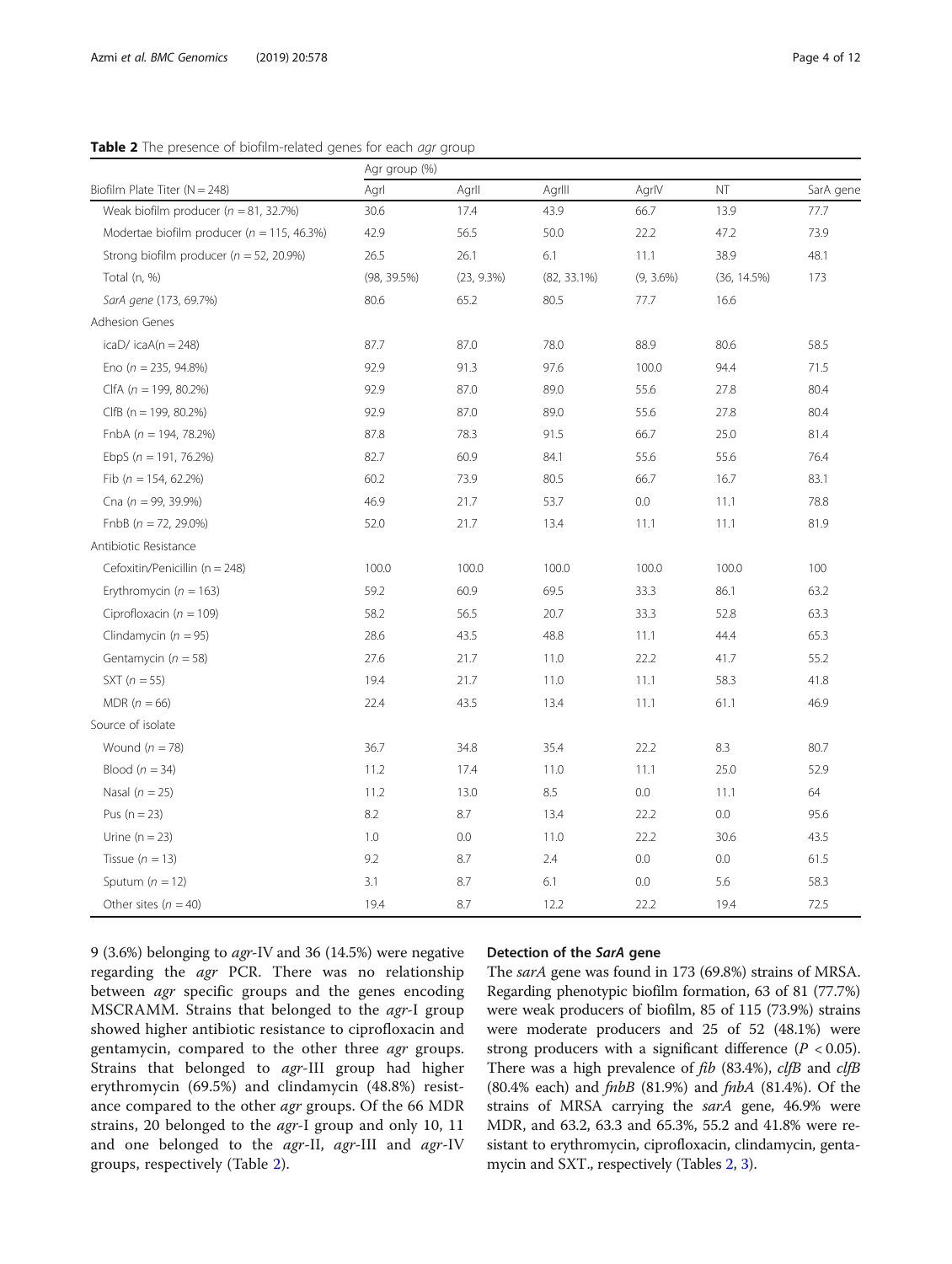**Table 2** The presence of biofilm-related genes for each *agr* group

| | Agr group (%) | | | | | |
|---|---|---|---|---|---|---|
| Biofilm Plate Titer (N = 248) | AgrI | AgrII | AgrIII | AgrIV | NT | SarA gene |
| Weak biofilm producer (*n* = 81, 32.7%) | 30.6 | 17.4 | 43.9 | 66.7 | 13.9 | 77.7 |
| Modertae biofilm producer (*n* = 115, 46.3%) | 42.9 | 56.5 | 50.0 | 22.2 | 47.2 | 73.9 |
| Strong biofilm producer (*n* = 52, 20.9%) | 26.5 | 26.1 | 6.1 | 11.1 | 38.9 | 48.1 |
| Total (n, %) | (98, 39.5%) | (23, 9.3%) | (82, 33.1%) | (9, 3.6%) | (36, 14.5%) | 173 |
| *SarA gene* (173, 69.7%) | 80.6 | 65.2 | 80.5 | 77.7 | 16.6 | |
| Adhesion Genes | | | | | | |
| icaD/ icaA(n = 248) | 87.7 | 87.0 | 78.0 | 88.9 | 80.6 | 58.5 |
| Eno (*n* = 235, 94.8%) | 92.9 | 91.3 | 97.6 | 100.0 | 94.4 | 71.5 |
| ClfA (*n* = 199, 80.2%) | 92.9 | 87.0 | 89.0 | 55.6 | 27.8 | 80.4 |
| ClfB (n = 199, 80.2%) | 92.9 | 87.0 | 89.0 | 55.6 | 27.8 | 80.4 |
| FnbA (*n* = 194, 78.2%) | 87.8 | 78.3 | 91.5 | 66.7 | 25.0 | 81.4 |
| EbpS (*n* = 191, 76.2%) | 82.7 | 60.9 | 84.1 | 55.6 | 55.6 | 76.4 |
| Fib (*n* = 154, 62.2%) | 60.2 | 73.9 | 80.5 | 66.7 | 16.7 | 83.1 |
| Cna (*n* = 99, 39.9%) | 46.9 | 21.7 | 53.7 | 0.0 | 11.1 | 78.8 |
| FnbB (*n* = 72, 29.0%) | 52.0 | 21.7 | 13.4 | 11.1 | 11.1 | 81.9 |
| Antibiotic Resistance | | | | | | |
| Cefoxitin/Penicillin (n = 248) | 100.0 | 100.0 | 100.0 | 100.0 | 100.0 | 100 |
| Erythromycin (*n* = 163) | 59.2 | 60.9 | 69.5 | 33.3 | 86.1 | 63.2 |
| Ciprofloxacin (*n* = 109) | 58.2 | 56.5 | 20.7 | 33.3 | 52.8 | 63.3 |
| Clindamycin (*n* = 95) | 28.6 | 43.5 | 48.8 | 11.1 | 44.4 | 65.3 |
| Gentamycin (*n* = 58) | 27.6 | 21.7 | 11.0 | 22.2 | 41.7 | 55.2 |
| SXT (*n* = 55) | 19.4 | 21.7 | 11.0 | 11.1 | 58.3 | 41.8 |
| MDR (*n* = 66) | 22.4 | 43.5 | 13.4 | 11.1 | 61.1 | 46.9 |
| Source of isolate | | | | | | |
| Wound (*n* = 78) | 36.7 | 34.8 | 35.4 | 22.2 | 8.3 | 80.7 |
| Blood (*n* = 34) | 11.2 | 17.4 | 11.0 | 11.1 | 25.0 | 52.9 |
| Nasal (*n* = 25) | 11.2 | 13.0 | 8.5 | 0.0 | 11.1 | 64 |
| Pus (n = 23) | 8.2 | 8.7 | 13.4 | 22.2 | 0.0 | 95.6 |
| Urine (n = 23) | 1.0 | 0.0 | 11.0 | 22.2 | 30.6 | 43.5 |
| Tissue (*n* = 13) | 9.2 | 8.7 | 2.4 | 0.0 | 0.0 | 61.5 |
| Sputum (*n* = 12) | 3.1 | 8.7 | 6.1 | 0.0 | 5.6 | 58.3 |
| Other sites (*n* = 40) | 19.4 | 8.7 | 12.2 | 22.2 | 19.4 | 72.5 |

9 (3.6%) belonging to *agr*-IV and 36 (14.5%) were negative regarding the *agr* PCR. There was no relationship between *agr* specific groups and the genes encoding MSCRAMM. Strains that belonged to the *agr*-I group showed higher antibiotic resistance to ciprofloxacin and gentamycin, compared to the other three *agr* groups. Strains that belonged to *agr*-III group had higher erythromycin (69.5%) and clindamycin (48.8%) resistance compared to the other *agr* groups. Of the 66 MDR strains, 20 belonged to the *agr*-I group and only 10, 11 and one belonged to the *agr*-II, *agr*-III and *agr*-IV groups, respectively (Table 2).

### Detection of the *SarA* gene

The *sarA* gene was found in 173 (69.8%) strains of MRSA. Regarding phenotypic biofilm formation, 63 of 81 (77.7%) were weak producers of biofilm, 85 of 115 (73.9%) strains were moderate producers and 25 of 52 (48.1%) were strong producers with a significant difference ($P < 0.05$). There was a high prevalence of *fib* (83.4%), *clfB* and *clfB* (80.4% each) and *fnbB* (81.9%) and *fnbA* (81.4%). Of the strains of MRSA carrying the *sarA* gene, 46.9% were MDR, and 63.2, 63.3 and 65.3%, 55.2 and 41.8% were resistant to erythromycin, ciprofloxacin, clindamycin, gentamycin and SXT., respectively (Tables 2, 3).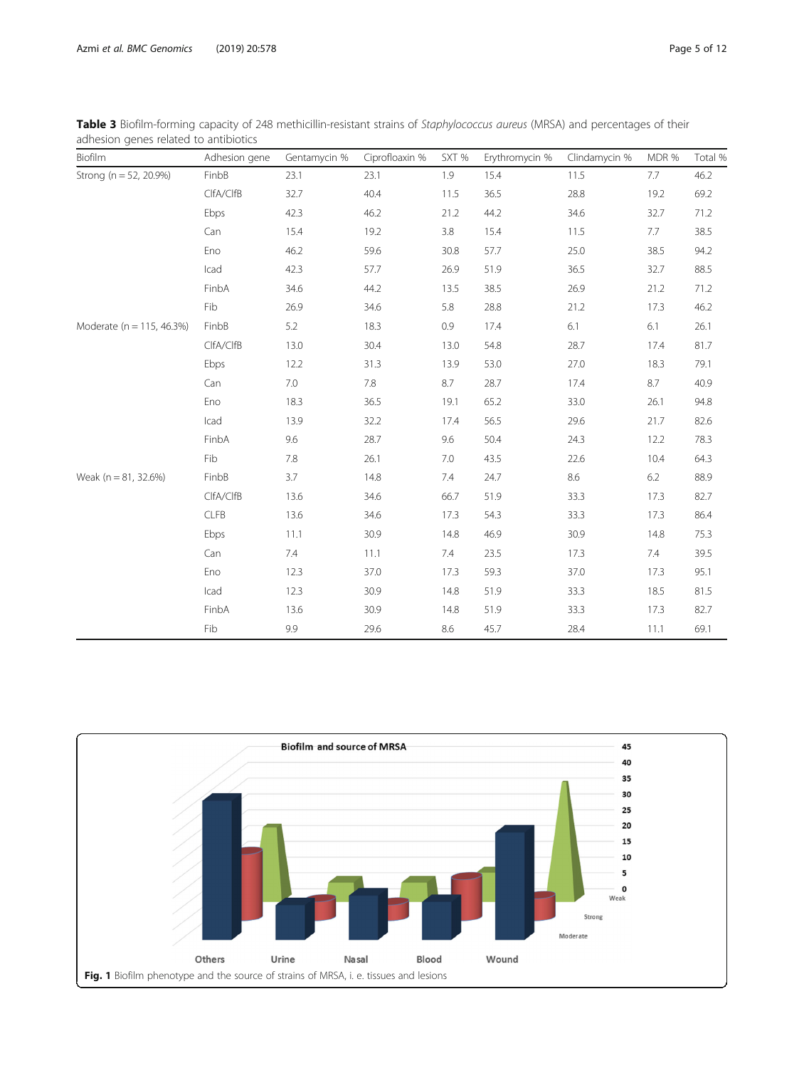**Table 3** Biofilm-forming capacity of 248 methicillin-resistant strains of *Staphylococcus aureus* (MRSA) and percentages of their adhesion genes related to antibiotics

| Biofilm | Adhesion gene | Gentamycin % | Ciprofloaxin % | SXT % | Erythromycin % | Clindamycin % | MDR % | Total % |
|---|---|---|---|---|---|---|---|---|
| Strong (n = 52, 20.9%) | FinbB | 23.1 | 23.1 | 1.9 | 15.4 | 11.5 | 7.7 | 46.2 |
| | ClfA/ClfB | 32.7 | 40.4 | 11.5 | 36.5 | 28.8 | 19.2 | 69.2 |
| | Ebps | 42.3 | 46.2 | 21.2 | 44.2 | 34.6 | 32.7 | 71.2 |
| | Can | 15.4 | 19.2 | 3.8 | 15.4 | 11.5 | 7.7 | 38.5 |
| | Eno | 46.2 | 59.6 | 30.8 | 57.7 | 25.0 | 38.5 | 94.2 |
| | Icad | 42.3 | 57.7 | 26.9 | 51.9 | 36.5 | 32.7 | 88.5 |
| | FinbA | 34.6 | 44.2 | 13.5 | 38.5 | 26.9 | 21.2 | 71.2 |
| | Fib | 26.9 | 34.6 | 5.8 | 28.8 | 21.2 | 17.3 | 46.2 |
| Moderate (n = 115, 46.3%) | FinbB | 5.2 | 18.3 | 0.9 | 17.4 | 6.1 | 6.1 | 26.1 |
| | ClfA/ClfB | 13.0 | 30.4 | 13.0 | 54.8 | 28.7 | 17.4 | 81.7 |
| | Ebps | 12.2 | 31.3 | 13.9 | 53.0 | 27.0 | 18.3 | 79.1 |
| | Can | 7.0 | 7.8 | 8.7 | 28.7 | 17.4 | 8.7 | 40.9 |
| | Eno | 18.3 | 36.5 | 19.1 | 65.2 | 33.0 | 26.1 | 94.8 |
| | Icad | 13.9 | 32.2 | 17.4 | 56.5 | 29.6 | 21.7 | 82.6 |
| | FinbA | 9.6 | 28.7 | 9.6 | 50.4 | 24.3 | 12.2 | 78.3 |
| | Fib | 7.8 | 26.1 | 7.0 | 43.5 | 22.6 | 10.4 | 64.3 |
| Weak (n = 81, 32.6%) | FinbB | 3.7 | 14.8 | 7.4 | 24.7 | 8.6 | 6.2 | 88.9 |
| | ClfA/ClfB | 13.6 | 34.6 | 66.7 | 51.9 | 33.3 | 17.3 | 82.7 |
| | CLFB | 13.6 | 34.6 | 17.3 | 54.3 | 33.3 | 17.3 | 86.4 |
| | Ebps | 11.1 | 30.9 | 14.8 | 46.9 | 30.9 | 14.8 | 75.3 |
| | Can | 7.4 | 11.1 | 7.4 | 23.5 | 17.3 | 7.4 | 39.5 |
| | Eno | 12.3 | 37.0 | 17.3 | 59.3 | 37.0 | 17.3 | 95.1 |
| | Icad | 12.3 | 30.9 | 14.8 | 51.9 | 33.3 | 18.5 | 81.5 |
| | FinbA | 13.6 | 30.9 | 14.8 | 51.9 | 33.3 | 17.3 | 82.7 |
| | Fib | 9.9 | 29.6 | 8.6 | 45.7 | 28.4 | 11.1 | 69.1 |

**Fig. 1** Biofilm phenotype and the source of strains of MRSA, i. e. tissues and lesions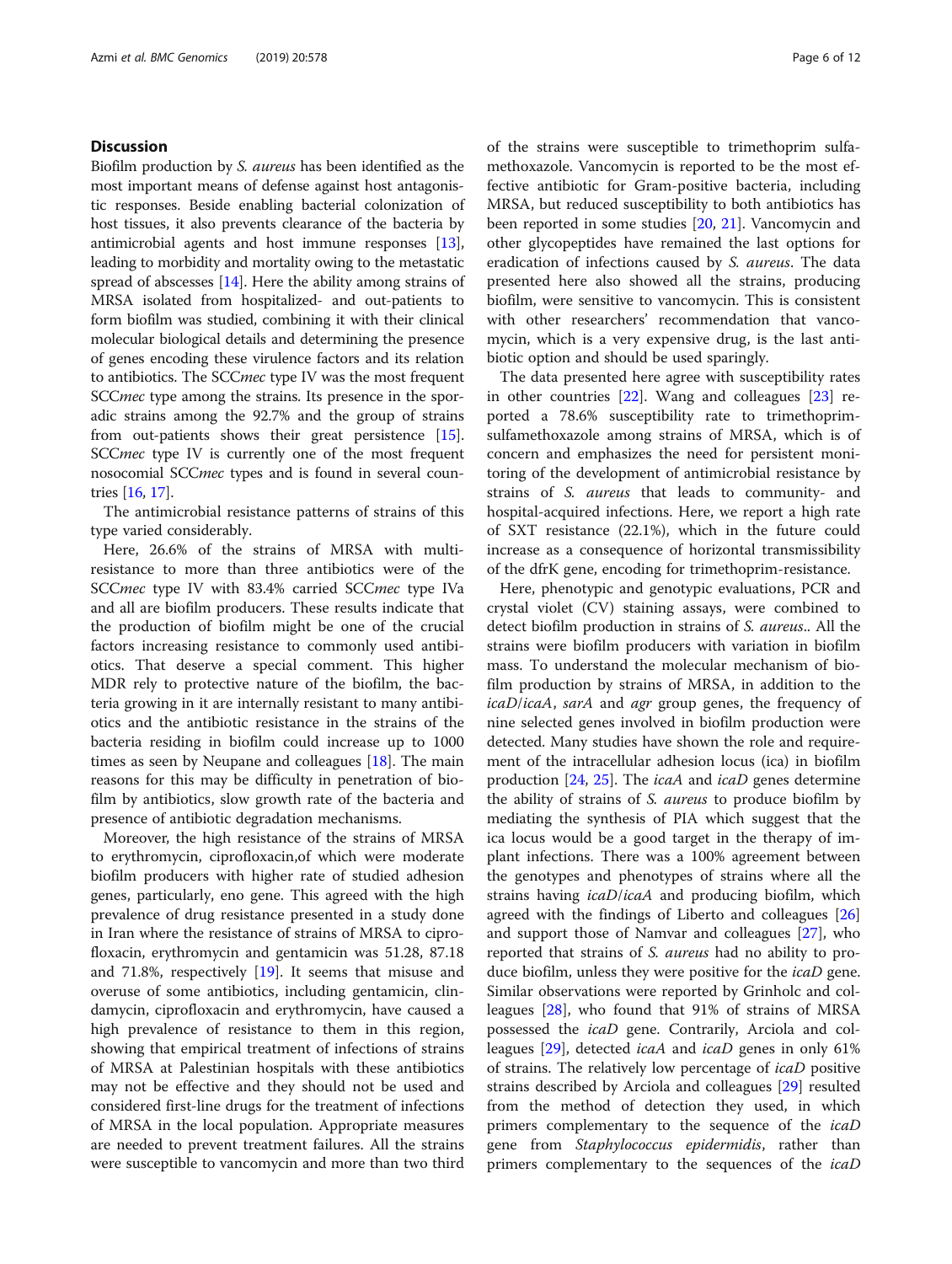## Discussion

Biofilm production by *S. aureus* has been identified as the most important means of defense against host antagonistic responses. Beside enabling bacterial colonization of host tissues, it also prevents clearance of the bacteria by antimicrobial agents and host immune responses [13], leading to morbidity and mortality owing to the metastatic spread of abscesses [14]. Here the ability among strains of MRSA isolated from hospitalized- and out-patients to form biofilm was studied, combining it with their clinical molecular biological details and determining the presence of genes encoding these virulence factors and its relation to antibiotics. The SCC*mec* type IV was the most frequent SCC*mec* type among the strains. Its presence in the sporadic strains among the 92.7% and the group of strains from out-patients shows their great persistence [15]. SCC*mec* type IV is currently one of the most frequent nosocomial SCC*mec* types and is found in several countries [16, 17].

The antimicrobial resistance patterns of strains of this type varied considerably.

Here, 26.6% of the strains of MRSA with multi-resistance to more than three antibiotics were of the SCC*mec* type IV with 83.4% carried SCC*mec* type IVa and all are biofilm producers. These results indicate that the production of biofilm might be one of the crucial factors increasing resistance to commonly used antibiotics. That deserve a special comment. This higher MDR rely to protective nature of the biofilm, the bacteria growing in it are internally resistant to many antibiotics and the antibiotic resistance in the strains of the bacteria residing in biofilm could increase up to 1000 times as seen by Neupane and colleagues [18]. The main reasons for this may be difficulty in penetration of biofilm by antibiotics, slow growth rate of the bacteria and presence of antibiotic degradation mechanisms.

Moreover, the high resistance of the strains of MRSA to erythromycin, ciprofloxacin,of which were moderate biofilm producers with higher rate of studied adhesion genes, particularly, eno gene. This agreed with the high prevalence of drug resistance presented in a study done in Iran where the resistance of strains of MRSA to ciprofloxacin, erythromycin and gentamicin was 51.28, 87.18 and 71.8%, respectively [19]. It seems that misuse and overuse of some antibiotics, including gentamicin, clindamycin, ciprofloxacin and erythromycin, have caused a high prevalence of resistance to them in this region, showing that empirical treatment of infections of strains of MRSA at Palestinian hospitals with these antibiotics may not be effective and they should not be used and considered first-line drugs for the treatment of infections of MRSA in the local population. Appropriate measures are needed to prevent treatment failures. All the strains were susceptible to vancomycin and more than two third of the strains were susceptible to trimethoprim sulfamethoxazole. Vancomycin is reported to be the most effective antibiotic for Gram-positive bacteria, including MRSA, but reduced susceptibility to both antibiotics has been reported in some studies [20, 21]. Vancomycin and other glycopeptides have remained the last options for eradication of infections caused by *S. aureus*. The data presented here also showed all the strains, producing biofilm, were sensitive to vancomycin. This is consistent with other researchers' recommendation that vancomycin, which is a very expensive drug, is the last antibiotic option and should be used sparingly.

The data presented here agree with susceptibility rates in other countries [22]. Wang and colleagues [23] reported a 78.6% susceptibility rate to trimethoprim-sulfamethoxazole among strains of MRSA, which is of concern and emphasizes the need for persistent monitoring of the development of antimicrobial resistance by strains of *S. aureus* that leads to community- and hospital-acquired infections. Here, we report a high rate of SXT resistance (22.1%), which in the future could increase as a consequence of horizontal transmissibility of the dfrK gene, encoding for trimethoprim-resistance.

Here, phenotypic and genotypic evaluations, PCR and crystal violet (CV) staining assays, were combined to detect biofilm production in strains of *S. aureus*.. All the strains were biofilm producers with variation in biofilm mass. To understand the molecular mechanism of biofilm production by strains of MRSA, in addition to the *icaD*/*icaA*, *sarA* and *agr* group genes, the frequency of nine selected genes involved in biofilm production were detected. Many studies have shown the role and requirement of the intracellular adhesion locus (ica) in biofilm production [24, 25]. The *icaA* and *icaD* genes determine the ability of strains of *S. aureus* to produce biofilm by mediating the synthesis of PIA which suggest that the ica locus would be a good target in the therapy of implant infections. There was a 100% agreement between the genotypes and phenotypes of strains where all the strains having *icaD*/*icaA* and producing biofilm, which agreed with the findings of Liberto and colleagues [26] and support those of Namvar and colleagues [27], who reported that strains of *S. aureus* had no ability to produce biofilm, unless they were positive for the *icaD* gene. Similar observations were reported by Grinholc and colleagues [28], who found that 91% of strains of MRSA possessed the *icaD* gene. Contrarily, Arciola and colleagues [29], detected *icaA* and *icaD* genes in only 61% of strains. The relatively low percentage of *icaD* positive strains described by Arciola and colleagues [29] resulted from the method of detection they used, in which primers complementary to the sequence of the *icaD* gene from *Staphylococcus epidermidis*, rather than primers complementary to the sequences of the *icaD*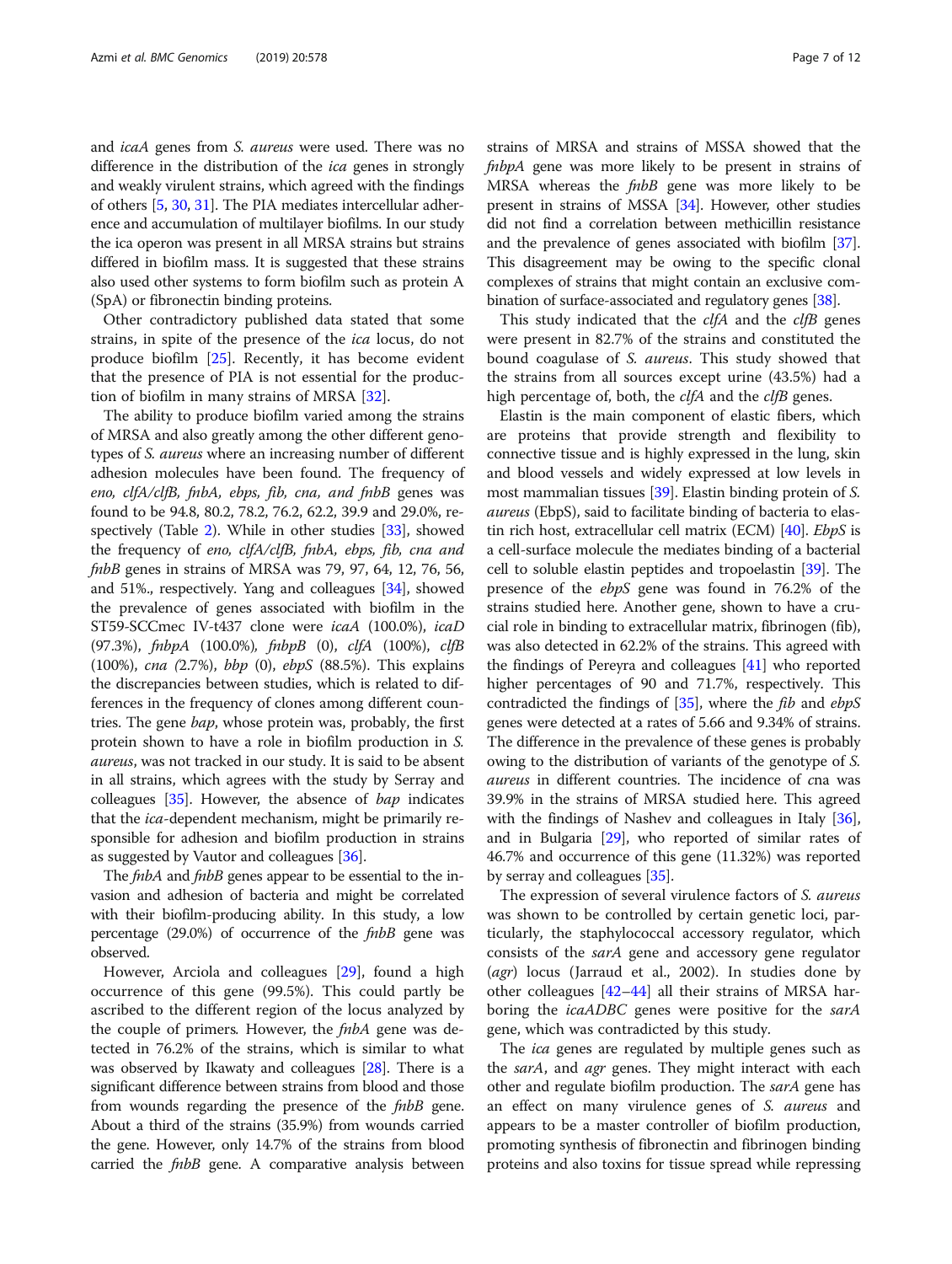and *icaA* genes from *S. aureus* were used. There was no difference in the distribution of the *ica* genes in strongly and weakly virulent strains, which agreed with the findings of others [5, 30, 31]. The PIA mediates intercellular adherence and accumulation of multilayer biofilms. In our study the ica operon was present in all MRSA strains but strains differed in biofilm mass. It is suggested that these strains also used other systems to form biofilm such as protein A (SpA) or fibronectin binding proteins.

Other contradictory published data stated that some strains, in spite of the presence of the *ica* locus, do not produce biofilm [25]. Recently, it has become evident that the presence of PIA is not essential for the production of biofilm in many strains of MRSA [32].

The ability to produce biofilm varied among the strains of MRSA and also greatly among the other different genotypes of *S. aureus* where an increasing number of different adhesion molecules have been found. The frequency of *eno, clfA/clfB, fnbA, ebps, fib, cna, and fnbB* genes was found to be 94.8, 80.2, 78.2, 76.2, 62.2, 39.9 and 29.0%, respectively (Table 2). While in other studies [33], showed the frequency of *eno, clfA/clfB, fnbA, ebps, fib, cna and fnbB* genes in strains of MRSA was 79, 97, 64, 12, 76, 56, and 51%., respectively. Yang and colleagues [34], showed the prevalence of genes associated with biofilm in the ST59-SCCmec IV-t437 clone were *icaA* (100.0%), *icaD* (97.3%), *fnbpA* (100.0%), *fnbpB* (0), *clfA* (100%), *clfB* (100%), *cna (*2.7%), *bbp* (0), *ebpS* (88.5%). This explains the discrepancies between studies, which is related to differences in the frequency of clones among different countries. The gene *bap*, whose protein was, probably, the first protein shown to have a role in biofilm production in *S. aureus*, was not tracked in our study. It is said to be absent in all strains, which agrees with the study by Serray and colleagues [35]. However, the absence of *bap* indicates that the *ica*-dependent mechanism, might be primarily responsible for adhesion and biofilm production in strains as suggested by Vautor and colleagues [36].

The *fnbA* and *fnbB* genes appear to be essential to the invasion and adhesion of bacteria and might be correlated with their biofilm-producing ability. In this study, a low percentage (29.0%) of occurrence of the *fnbB* gene was observed.

However, Arciola and colleagues [29], found a high occurrence of this gene (99.5%). This could partly be ascribed to the different region of the locus analyzed by the couple of primers. However, the *fnbA* gene was detected in 76.2% of the strains, which is similar to what was observed by Ikawaty and colleagues [28]. There is a significant difference between strains from blood and those from wounds regarding the presence of the *fnbB* gene. About a third of the strains (35.9%) from wounds carried the gene. However, only 14.7% of the strains from blood carried the *fnbB* gene. A comparative analysis between strains of MRSA and strains of MSSA showed that the *fnbpA* gene was more likely to be present in strains of MRSA whereas the *fnbB* gene was more likely to be present in strains of MSSA [34]. However, other studies did not find a correlation between methicillin resistance and the prevalence of genes associated with biofilm [37]. This disagreement may be owing to the specific clonal complexes of strains that might contain an exclusive combination of surface-associated and regulatory genes [38].

This study indicated that the *clfA* and the *clfB* genes were present in 82.7% of the strains and constituted the bound coagulase of *S. aureus*. This study showed that the strains from all sources except urine (43.5%) had a high percentage of, both, the *clfA* and the *clfB* genes.

Elastin is the main component of elastic fibers, which are proteins that provide strength and flexibility to connective tissue and is highly expressed in the lung, skin and blood vessels and widely expressed at low levels in most mammalian tissues [39]. Elastin binding protein of *S. aureus* (EbpS), said to facilitate binding of bacteria to elastin rich host, extracellular cell matrix (ECM) [40]. *EbpS* is a cell-surface molecule the mediates binding of a bacterial cell to soluble elastin peptides and tropoelastin [39]. The presence of the *ebpS* gene was found in 76.2% of the strains studied here. Another gene, shown to have a crucial role in binding to extracellular matrix, fibrinogen (fib), was also detected in 62.2% of the strains. This agreed with the findings of Pereyra and colleagues [41] who reported higher percentages of 90 and 71.7%, respectively. This contradicted the findings of [35], where the *fib* and *ebpS* genes were detected at a rates of 5.66 and 9.34% of strains. The difference in the prevalence of these genes is probably owing to the distribution of variants of the genotype of *S. aureus* in different countries. The incidence of *c*na was 39.9% in the strains of MRSA studied here. This agreed with the findings of Nashev and colleagues in Italy [36], and in Bulgaria [29], who reported of similar rates of 46.7% and occurrence of this gene (11.32%) was reported by serray and colleagues [35].

The expression of several virulence factors of *S. aureus* was shown to be controlled by certain genetic loci, particularly, the staphylococcal accessory regulator, which consists of the *sarA* gene and accessory gene regulator (*agr*) locus (Jarraud et al., 2002). In studies done by other colleagues [42–44] all their strains of MRSA harboring the *icaADBC* genes were positive for the *sarA* gene, which was contradicted by this study.

The *ica* genes are regulated by multiple genes such as the *sarA*, and *agr* genes. They might interact with each other and regulate biofilm production. The *sarA* gene has an effect on many virulence genes of *S. aureus* and appears to be a master controller of biofilm production, promoting synthesis of fibronectin and fibrinogen binding proteins and also toxins for tissue spread while repressing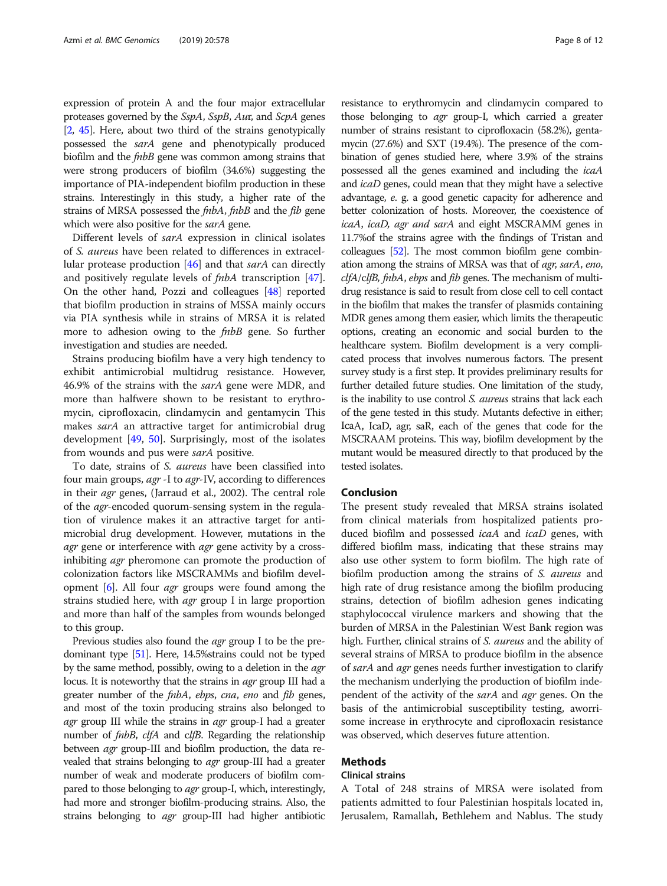expression of protein A and the four major extracellular proteases governed by the *SspA*, *SspB*, *Aur*, and *ScpA* genes [2, 45]. Here, about two third of the strains genotypically possessed the *sarA* gene and phenotypically produced biofilm and the *fnbB* gene was common among strains that were strong producers of biofilm (34.6%) suggesting the importance of PIA-independent biofilm production in these strains. Interestingly in this study, a higher rate of the strains of MRSA possessed the *fnbA*, *fnbB* and the *fib* gene which were also positive for the *sarA* gene.

Different levels of *sarA* expression in clinical isolates of *S. aureus* have been related to differences in extracellular protease production [46] and that *sarA* can directly and positively regulate levels of *fnbA* transcription [47]. On the other hand, Pozzi and colleagues [48] reported that biofilm production in strains of MSSA mainly occurs via PIA synthesis while in strains of MRSA it is related more to adhesion owing to the *fnbB* gene. So further investigation and studies are needed.

Strains producing biofilm have a very high tendency to exhibit antimicrobial multidrug resistance. However, 46.9% of the strains with the *sarA* gene were MDR, and more than halfwere shown to be resistant to erythromycin, ciprofloxacin, clindamycin and gentamycin This makes *sarA* an attractive target for antimicrobial drug development [49, 50]. Surprisingly, most of the isolates from wounds and pus were *sarA* positive.

To date, strains of *S. aureus* have been classified into four main groups, *agr* -I to *agr*-IV, according to differences in their *agr* genes, (Jarraud et al., 2002). The central role of the *agr*-encoded quorum-sensing system in the regulation of virulence makes it an attractive target for antimicrobial drug development. However, mutations in the *agr* gene or interference with *agr* gene activity by a cross-inhibiting *agr* pheromone can promote the production of colonization factors like MSCRAMMs and biofilm development [6]. All four *agr* groups were found among the strains studied here, with *agr* group I in large proportion and more than half of the samples from wounds belonged to this group.

Previous studies also found the *agr* group I to be the predominant type [51]. Here, 14.5%strains could not be typed by the same method, possibly, owing to a deletion in the *agr* locus. It is noteworthy that the strains in *agr* group III had a greater number of the *fnbA*, *ebps*, *cna*, *eno* and *fib* genes, and most of the toxin producing strains also belonged to *agr* group III while the strains in *agr* group-I had a greater number of *fnbB*, *clfA* and c*lfB*. Regarding the relationship between *agr* group-III and biofilm production, the data revealed that strains belonging to *agr* group-III had a greater number of weak and moderate producers of biofilm compared to those belonging to *agr* group-I, which, interestingly, had more and stronger biofilm-producing strains. Also, the strains belonging to *agr* group-III had higher antibiotic resistance to erythromycin and clindamycin compared to those belonging to *agr* group-I, which carried a greater number of strains resistant to ciprofloxacin (58.2%), gentamycin (27.6%) and SXT (19.4%). The presence of the combination of genes studied here, where 3.9% of the strains possessed all the genes examined and including the *icaA* and *icaD* genes, could mean that they might have a selective advantage, *e.* g. a good genetic capacity for adherence and better colonization of hosts. Moreover, the coexistence of *icaA*, *icaD, agr and sarA* and eight MSCRAMM genes in 11.7%of the strains agree with the findings of Tristan and colleagues [52]. The most common biofilm gene combination among the strains of MRSA was that of *agr*, *sarA*, *eno*, *clfA*/*clfB*, *fnbA*, *ebps* and *fib* genes. The mechanism of multidrug resistance is said to result from close cell to cell contact in the biofilm that makes the transfer of plasmids containing MDR genes among them easier, which limits the therapeutic options, creating an economic and social burden to the healthcare system. Biofilm development is a very complicated process that involves numerous factors. The present survey study is a first step. It provides preliminary results for further detailed future studies. One limitation of the study, is the inability to use control *S. aureus* strains that lack each of the gene tested in this study. Mutants defective in either; IcaA, IcaD, agr, saR, each of the genes that code for the MSCRAAM proteins. This way, biofilm development by the mutant would be measured directly to that produced by the tested isolates.

## Conclusion

The present study revealed that MRSA strains isolated from clinical materials from hospitalized patients produced biofilm and possessed *icaA* and *icaD* genes, with differed biofilm mass, indicating that these strains may also use other system to form biofilm. The high rate of biofilm production among the strains of *S. aureus* and high rate of drug resistance among the biofilm producing strains, detection of biofilm adhesion genes indicating staphylococcal virulence markers and showing that the burden of MRSA in the Palestinian West Bank region was high. Further, clinical strains of *S. aureus* and the ability of several strains of MRSA to produce biofilm in the absence of *sarA* and *agr* genes needs further investigation to clarify the mechanism underlying the production of biofilm independent of the activity of the *sarA* and *agr* genes. On the basis of the antimicrobial susceptibility testing, aworrisome increase in erythrocyte and ciprofloxacin resistance was observed, which deserves future attention.

## Methods

### Clinical strains

A Total of 248 strains of MRSA were isolated from patients admitted to four Palestinian hospitals located in, Jerusalem, Ramallah, Bethlehem and Nablus. The study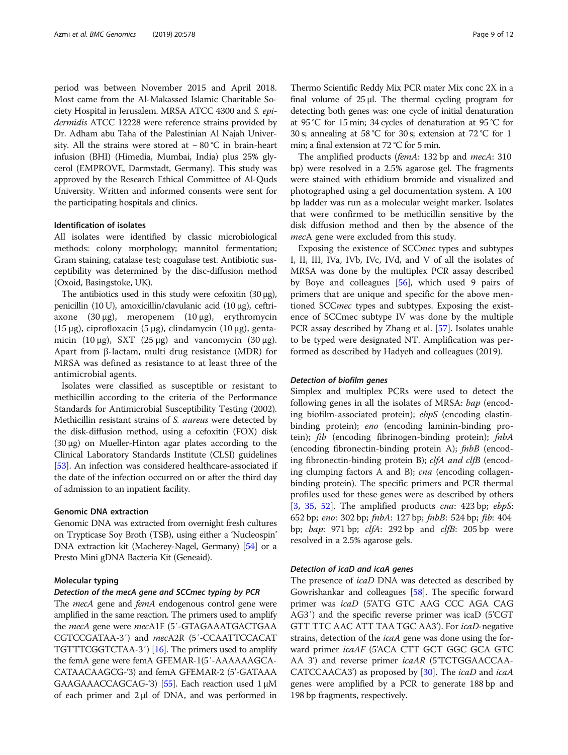period was between November 2015 and April 2018. Most came from the Al-Makassed Islamic Charitable Society Hospital in Jerusalem. MRSA ATCC 4300 and *S. epidermidis* ATCC 12228 were reference strains provided by Dr. Adham abu Taha of the Palestinian Al Najah University. All the strains were stored at − 80 °C in brain-heart infusion (BHI) (Himedia, Mumbai, India) plus 25% glycerol (EMPROVE, Darmstadt, Germany). This study was approved by the Research Ethical Committee of Al-Quds University. Written and informed consents were sent for the participating hospitals and clinics.

#### Identification of isolates

All isolates were identified by classic microbiological methods: colony morphology; mannitol fermentation; Gram staining, catalase test; coagulase test. Antibiotic susceptibility was determined by the disc-diffusion method (Oxoid, Basingstoke, UK).

The antibiotics used in this study were cefoxitin (30 μg), penicillin (10 U), amoxicillin/clavulanic acid (10 μg), ceftriaxone (30 μg), meropenem (10 μg), erythromycin (15 μg), ciprofloxacin (5 μg), clindamycin (10 μg), gentamicin (10 μg), SXT (25 μg) and vancomycin (30 μg). Apart from β-lactam, multi drug resistance (MDR) for MRSA was defined as resistance to at least three of the antimicrobial agents.

Isolates were classified as susceptible or resistant to methicillin according to the criteria of the Performance Standards for Antimicrobial Susceptibility Testing (2002). Methicillin resistant strains of *S. aureus* were detected by the disk-diffusion method, using a cefoxitin (FOX) disk (30 μg) on Mueller-Hinton agar plates according to the Clinical Laboratory Standards Institute (CLSI) guidelines [53]. An infection was considered healthcare-associated if the date of the infection occurred on or after the third day of admission to an inpatient facility.

#### Genomic DNA extraction

Genomic DNA was extracted from overnight fresh cultures on Trypticase Soy Broth (TSB), using either a 'Nucleospin' DNA extraction kit (Macherey-Nagel, Germany) [54] or a Presto Mini gDNA Bacteria Kit (Geneaid).

#### Molecular typing

##### *Detection of the mecA gene and SCCmec typing by PCR*

The *mecA* gene and *femA* endogenous control gene were amplified in the same reaction. The primers used to amplify the *mecA* gene were *mec*A1F (5′-GTAGAAATGACTGAACGTCCGATAA-3′) and *mec*A2R (5′-CCAATTCCACATTGTTTCGGTCTAA-3′) [16]. The primers used to amplify the femA gene were femA GFEMAR-1(5′-AAAAAAGCACATAACAAGCG-'3) and femA GFEMAR-2 (5'-GATAAAGAAGAAACCAGCAG-'3) [55]. Each reaction used 1 μM of each primer and 2 μl of DNA, and was performed in Thermo Scientific Reddy Mix PCR mater Mix conc 2X in a final volume of 25 μl. The thermal cycling program for detecting both genes was: one cycle of initial denaturation at 95 °C for 15 min; 34 cycles of denaturation at 95 °C for 30 s; annealing at 58 °C for 30 s; extension at 72 °C for 1 min; a final extension at 72 °C for 5 min.

The amplified products (*femA*: 132 bp and *mecA*: 310 bp) were resolved in a 2.5% agarose gel. The fragments were stained with ethidium bromide and visualized and photographed using a gel documentation system. A 100 bp ladder was run as a molecular weight marker. Isolates that were confirmed to be methicillin sensitive by the disk diffusion method and then by the absence of the *mec*A gene were excluded from this study.

Exposing the existence of SCC*mec* types and subtypes I, II, III, IVa, IVb, IVc, IVd, and V of all the isolates of MRSA was done by the multiplex PCR assay described by Boye and colleagues [56], which used 9 pairs of primers that are unique and specific for the above mentioned SCC*mec* types and subtypes. Exposing the existence of SCCmec subtype IV was done by the multiple PCR assay described by Zhang et al. [57]. Isolates unable to be typed were designated NT. Amplification was performed as described by Hadyeh and colleagues (2019).

##### *Detection of biofilm genes*

Simplex and multiplex PCRs were used to detect the following genes in all the isolates of MRSA: *bap* (encoding biofilm-associated protein); *ebpS* (encoding elastin-binding protein); *eno* (encoding laminin-binding protein); *fib* (encoding fibrinogen-binding protein); *fnbA* (encoding fibronectin-binding protein A); *fnbB* (encoding fibronectin-binding protein B); *clfA and clfB* (encoding clumping factors A and B); *cna* (encoding collagen-binding protein). The specific primers and PCR thermal profiles used for these genes were as described by others [3, 35, 52]. The amplified products *cna*: 423 bp; *ebpS*: 652 bp; *eno*: 302 bp; *fnbA*: 127 bp; *fnbB*: 524 bp; *fib*: 404 bp; *bap*: 971 bp; *clfA*: 292 bp and *clfB*: 205 bp were resolved in a 2.5% agarose gels.

##### *Detection of icaD and icaA genes*

The presence of *icaD* DNA was detected as described by Gowrishankar and colleagues [58]. The specific forward primer was *icaD* (5'ATG GTC AAG CCC AGA CAG AG3′) and the specific reverse primer was icaD (5'CGT GTT TTC AAC ATT TAA TGC AA3'). For *icaD*-negative strains, detection of the *icaA* gene was done using the forward primer *icaAF* (5'ACA CTT GCT GGC GCA GTC AA 3') and reverse primer *icaAR* (5'TCTGGAACCAACATCCAACA3') as proposed by [30]. The *icaD* and *icaA* genes were amplified by a PCR to generate 188 bp and 198 bp fragments, respectively.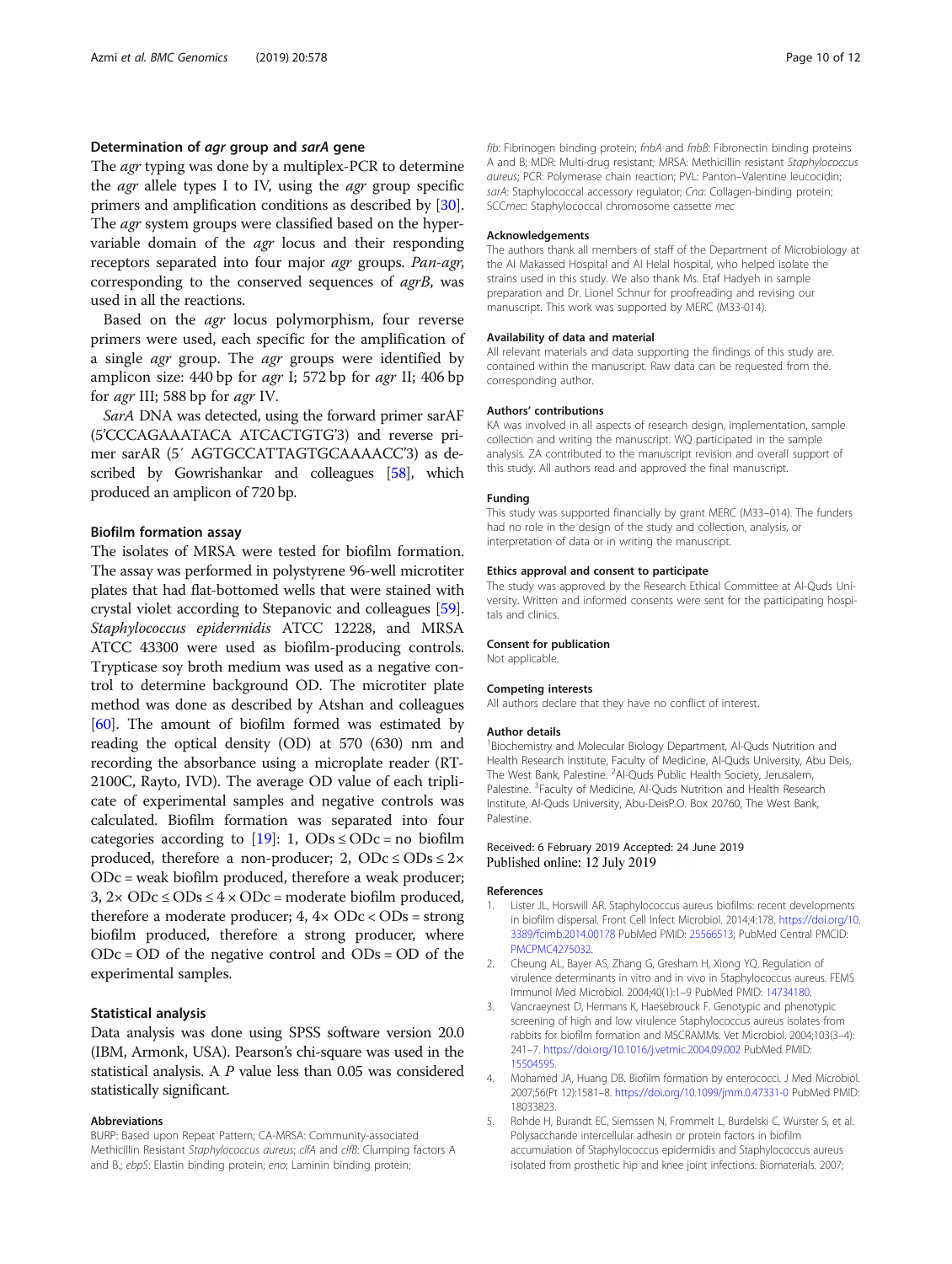### Determination of *agr* group and *sarA* gene

The *agr* typing was done by a multiplex-PCR to determine the *agr* allele types I to IV, using the *agr* group specific primers and amplification conditions as described by [30]. The *agr* system groups were classified based on the hypervariable domain of the *agr* locus and their responding receptors separated into four major *agr* groups. *Pan-agr*, corresponding to the conserved sequences of *agrB*, was used in all the reactions.

Based on the *agr* locus polymorphism, four reverse primers were used, each specific for the amplification of a single *agr* group. The *agr* groups were identified by amplicon size: 440 bp for *agr* I; 572 bp for *agr* II; 406 bp for *agr* III; 588 bp for *agr* IV.

*SarA* DNA was detected, using the forward primer sarAF (5'CCCAGAAATACA ATCACTGTG'3) and reverse primer sarAR (5′ AGTGCCATTAGTGCAAAACC'3) as described by Gowrishankar and colleagues [58], which produced an amplicon of 720 bp.

### Biofilm formation assay

The isolates of MRSA were tested for biofilm formation. The assay was performed in polystyrene 96-well microtiter plates that had flat-bottomed wells that were stained with crystal violet according to Stepanovic and colleagues [59]. *Staphylococcus epidermidis* ATCC 12228, and MRSA ATCC 43300 were used as biofilm-producing controls. Trypticase soy broth medium was used as a negative control to determine background OD. The microtiter plate method was done as described by Atshan and colleagues [60]. The amount of biofilm formed was estimated by reading the optical density (OD) at 570 (630) nm and recording the absorbance using a microplate reader (RT-2100C, Rayto, IVD). The average OD value of each triplicate of experimental samples and negative controls was calculated. Biofilm formation was separated into four categories according to [19]: 1, $ODs \leq ODc$ = no biofilm produced, therefore a non-producer; 2, $ODc \leq ODs \leq 2\times ODc$ = weak biofilm produced, therefore a weak producer; 3, $2\times ODc \leq ODs \leq 4 \times ODc$ = moderate biofilm produced, therefore a moderate producer; 4, $4\times ODc < ODs$ = strong biofilm produced, therefore a strong producer, where ODc = OD of the negative control and ODs = OD of the experimental samples.

### Statistical analysis

Data analysis was done using SPSS software version 20.0 (IBM, Armonk, USA). Pearson's chi-square was used in the statistical analysis. A *P* value less than 0.05 was considered statistically significant.

#### Abbreviations

BURP: Based upon Repeat Pattern; CA-MRSA: Community-associated Methicillin Resistant *Staphylococcus aureus*; *clfA* and *clfB*: Clumping factors A and B.; *ebpS*: Elastin binding protein; *eno*: Laminin binding protein; *fib*: Fibrinogen binding protein; *fnbA* and *fnbB*: Fibronectin binding proteins A and B; MDR: Multi-drug resistant; MRSA: Methicillin resistant *Staphylococcus aureus*; PCR: Polymerase chain reaction; PVL: Panton–Valentine leucocidin; *sarA*: Staphylococcal accessory regulator; *Cna*: Collagen-binding protein; SCC*mec*: Staphylococcal chromosome cassette *mec*

#### Acknowledgements

The authors thank all members of staff of the Department of Microbiology at the Al Makassed Hospital and Al Helal hospital, who helped isolate the strains used in this study. We also thank Ms. Etaf Hadyeh in sample preparation and Dr. Lionel Schnur for proofreading and revising our manuscript. This work was supported by MERC (M33-014).

#### Availability of data and material

All relevant materials and data supporting the findings of this study are. contained within the manuscript. Raw data can be requested from the. corresponding author.

#### Authors' contributions

KA was involved in all aspects of research design, implementation, sample collection and writing the manuscript. WQ participated in the sample analysis. ZA contributed to the manuscript revision and overall support of this study. All authors read and approved the final manuscript.

#### Funding

This study was supported financially by grant MERC (M33–014). The funders had no role in the design of the study and collection, analysis, or interpretation of data or in writing the manuscript.

#### Ethics approval and consent to participate

The study was approved by the Research Ethical Committee at Al-Quds University. Written and informed consents were sent for the participating hospitals and clinics.

#### Consent for publication

Not applicable.

#### Competing interests

All authors declare that they have no conflict of interest.

#### Author details

[1]Biochemistry and Molecular Biology Department, Al-Quds Nutrition and Health Research Institute, Faculty of Medicine, Al-Quds University, Abu Deis, The West Bank, Palestine. [2]Al-Quds Public Health Society, Jerusalem, Palestine. [3]Faculty of Medicine, Al-Quds Nutrition and Health Research Institute, Al-Quds University, Abu-DeisP.O. Box 20760, The West Bank, Palestine.

Received: 6 February 2019 Accepted: 24 June 2019
Published online: 12 July 2019

#### References

1. Lister JL, Horswill AR. Staphylococcus aureus biofilms: recent developments in biofilm dispersal. Front Cell Infect Microbiol. 2014;4:178. https://doi.org/10.3389/fcimb.2014.00178 PubMed PMID: 25566513; PubMed Central PMCID: PMCPMC4275032.
2. Cheung AL, Bayer AS, Zhang G, Gresham H, Xiong YQ. Regulation of virulence determinants in vitro and in vivo in Staphylococcus aureus. FEMS Immunol Med Microbiol. 2004;40(1):1–9 PubMed PMID: 14734180.
3. Vancraeynest D, Hermans K, Haesebrouck F. Genotypic and phenotypic screening of high and low virulence Staphylococcus aureus isolates from rabbits for biofilm formation and MSCRAMMs. Vet Microbiol. 2004;103(3–4): 241–7. https://doi.org/10.1016/j.vetmic.2004.09.002 PubMed PMID: 15504595.
4. Mohamed JA, Huang DB. Biofilm formation by enterococci. J Med Microbiol. 2007;56(Pt 12):1581–8. https://doi.org/10.1099/jmm.0.47331-0 PubMed PMID: 18033823.
5. Rohde H, Burandt EC, Siemssen N, Frommelt L, Burdelski C, Wurster S, et al. Polysaccharide intercellular adhesin or protein factors in biofilm accumulation of Staphylococcus epidermidis and Staphylococcus aureus isolated from prosthetic hip and knee joint infections. Biomaterials. 2007;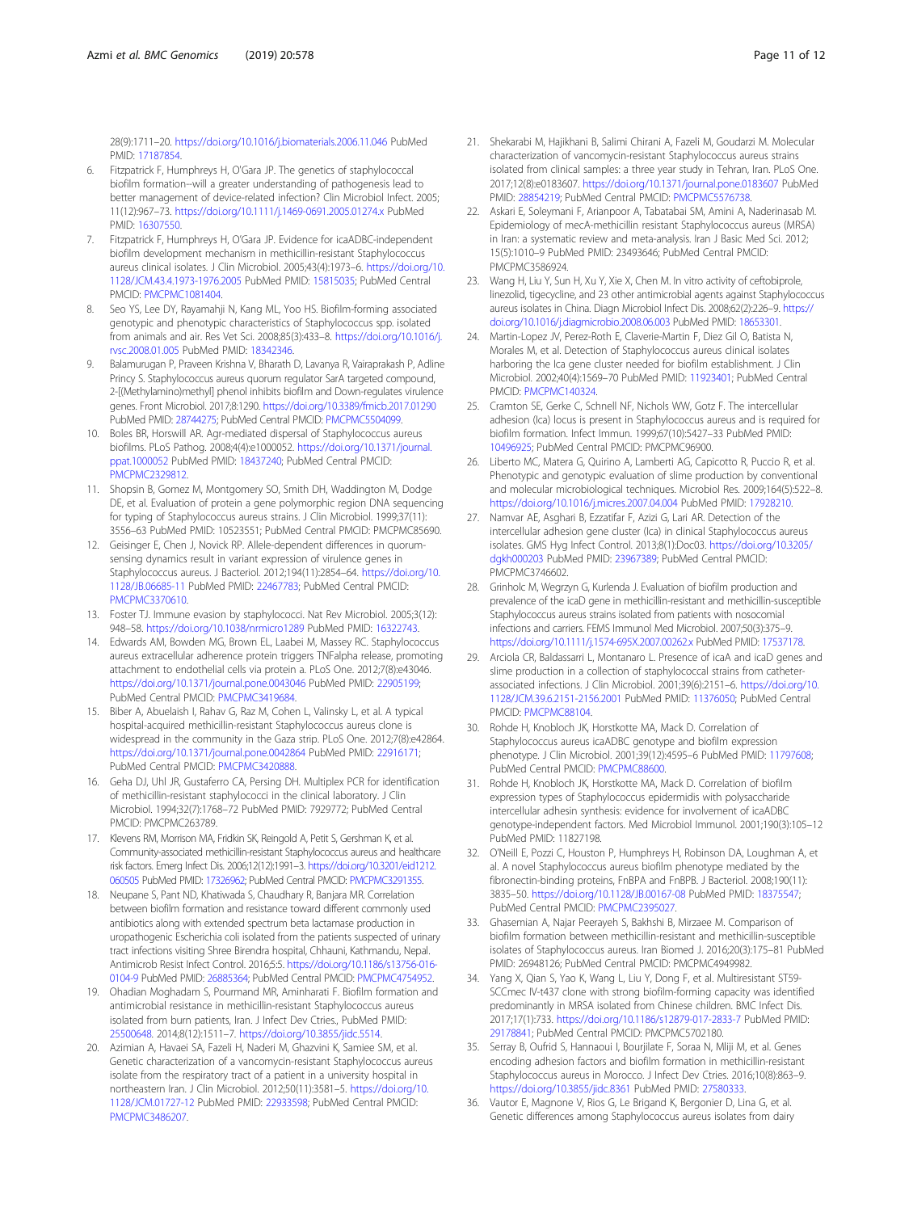28(9):1711–20. https://doi.org/10.1016/j.biomaterials.2006.11.046 PubMed PMID: 17187854.

6. Fitzpatrick F, Humphreys H, O'Gara JP. The genetics of staphylococcal biofilm formation--will a greater understanding of pathogenesis lead to better management of device-related infection? Clin Microbiol Infect. 2005; 11(12):967–73. https://doi.org/10.1111/j.1469-0691.2005.01274.x PubMed PMID: 16307550.
7. Fitzpatrick F, Humphreys H, O'Gara JP. Evidence for icaADBC-independent biofilm development mechanism in methicillin-resistant Staphylococcus aureus clinical isolates. J Clin Microbiol. 2005;43(4):1973–6. https://doi.org/10.1128/JCM.43.4.1973-1976.2005 PubMed PMID: 15815035; PubMed Central PMCID: PMCPMC1081404.
8. Seo YS, Lee DY, Rayamahji N, Kang ML, Yoo HS. Biofilm-forming associated genotypic and phenotypic characteristics of Staphylococcus spp. isolated from animals and air. Res Vet Sci. 2008;85(3):433–8. https://doi.org/10.1016/j.rvsc.2008.01.005 PubMed PMID: 18342346.
9. Balamurugan P, Praveen Krishna V, Bharath D, Lavanya R, Vairaprakash P, Adline Princy S. Staphylococcus aureus quorum regulator SarA targeted compound, 2-[(Methylamino)methyl] phenol inhibits biofilm and Down-regulates virulence genes. Front Microbiol. 2017;8:1290. https://doi.org/10.3389/fmicb.2017.01290 PubMed PMID: 28744275; PubMed Central PMCID: PMCPMC5504099.
10. Boles BR, Horswill AR. Agr-mediated dispersal of Staphylococcus aureus biofilms. PLoS Pathog. 2008;4(4):e1000052. https://doi.org/10.1371/journal.ppat.1000052 PubMed PMID: 18437240; PubMed Central PMCID: PMCPMC2329812.
11. Shopsin B, Gomez M, Montgomery SO, Smith DH, Waddington M, Dodge DE, et al. Evaluation of protein a gene polymorphic region DNA sequencing for typing of Staphylococcus aureus strains. J Clin Microbiol. 1999;37(11): 3556–63 PubMed PMID: 10523551; PubMed Central PMCID: PMCPMC85690.
12. Geisinger E, Chen J, Novick RP. Allele-dependent differences in quorum-sensing dynamics result in variant expression of virulence genes in Staphylococcus aureus. J Bacteriol. 2012;194(11):2854–64. https://doi.org/10.1128/JB.06685-11 PubMed PMID: 22467783; PubMed Central PMCID: PMCPMC3370610.
13. Foster TJ. Immune evasion by staphylococci. Nat Rev Microbiol. 2005;3(12): 948–58. https://doi.org/10.1038/nrmicro1289 PubMed PMID: 16322743.
14. Edwards AM, Bowden MG, Brown EL, Laabei M, Massey RC. Staphylococcus aureus extracellular adherence protein triggers TNFalpha release, promoting attachment to endothelial cells via protein a. PLoS One. 2012;7(8):e43046. https://doi.org/10.1371/journal.pone.0043046 PubMed PMID: 22905199; PubMed Central PMCID: PMCPMC3419684.
15. Biber A, Abuelaish I, Rahav G, Raz M, Cohen L, Valinsky L, et al. A typical hospital-acquired methicillin-resistant Staphylococcus aureus clone is widespread in the community in the Gaza strip. PLoS One. 2012;7(8):e42864. https://doi.org/10.1371/journal.pone.0042864 PubMed PMID: 22916171; PubMed Central PMCID: PMCPMC3420888.
16. Geha DJ, Uhl JR, Gustaferro CA, Persing DH. Multiplex PCR for identification of methicillin-resistant staphylococci in the clinical laboratory. J Clin Microbiol. 1994;32(7):1768–72 PubMed PMID: 7929772; PubMed Central PMCID: PMCPMC263789.
17. Klevens RM, Morrison MA, Fridkin SK, Reingold A, Petit S, Gershman K, et al. Community-associated methicillin-resistant Staphylococcus aureus and healthcare risk factors. Emerg Infect Dis. 2006;12(12):1991–3. https://doi.org/10.3201/eid1212.060505 PubMed PMID: 17326962; PubMed Central PMCID: PMCPMC3291355.
18. Neupane S, Pant ND, Khatiwada S, Chaudhary R, Banjara MR. Correlation between biofilm formation and resistance toward different commonly used antibiotics along with extended spectrum beta lactamase production in uropathogenic Escherichia coli isolated from the patients suspected of urinary tract infections visiting Shree Birendra hospital, Chhauni, Kathmandu, Nepal. Antimicrob Resist Infect Control. 2016;5:5. https://doi.org/10.1186/s13756-016-0104-9 PubMed PMID: 26885364; PubMed Central PMCID: PMCPMC4754952.
19. Ohadian Moghadam S, Pourmand MR, Aminharati F. Biofilm formation and antimicrobial resistance in methicillin-resistant Staphylococcus aureus isolated from burn patients, Iran. J Infect Dev Ctries, PubMed PMID: 25500648. 2014;8(12):1511–7. https://doi.org/10.3855/jidc.5514.
20. Azimian A, Havaei SA, Fazeli H, Naderi M, Ghazvini K, Samiee SM, et al. Genetic characterization of a vancomycin-resistant Staphylococcus aureus isolate from the respiratory tract of a patient in a university hospital in northeastern Iran. J Clin Microbiol. 2012;50(11):3581–5. https://doi.org/10.1128/JCM.01727-12 PubMed PMID: 22933598; PubMed Central PMCID: PMCPMC3486207.
21. Shekarabi M, Hajikhani B, Salimi Chirani A, Fazeli M, Goudarzi M. Molecular characterization of vancomycin-resistant Staphylococcus aureus strains isolated from clinical samples: a three year study in Tehran, Iran. PLoS One. 2017;12(8):e0183607. https://doi.org/10.1371/journal.pone.0183607 PubMed PMID: 28854219; PubMed Central PMCID: PMCPMC5576738.
22. Askari E, Soleymani F, Arianpoor A, Tabatabai SM, Amini A, Naderinasab M. Epidemiology of mecA-methicillin resistant Staphylococcus aureus (MRSA) in Iran: a systematic review and meta-analysis. Iran J Basic Med Sci. 2012; 15(5):1010–9 PubMed PMID: 23493646; PubMed Central PMCID: PMCPMC3586924.
23. Wang H, Liu Y, Sun H, Xu Y, Xie X, Chen M. In vitro activity of ceftobiprole, linezolid, tigecycline, and 23 other antimicrobial agents against Staphylococcus aureus isolates in China. Diagn Microbiol Infect Dis. 2008;62(2):226–9. https://doi.org/10.1016/j.diagmicrobio.2008.06.003 PubMed PMID: 18653301.
24. Martin-Lopez JV, Perez-Roth E, Claverie-Martin F, Diez Gil O, Batista N, Morales M, et al. Detection of Staphylococcus aureus clinical isolates harboring the Ica gene cluster needed for biofilm establishment. J Clin Microbiol. 2002;40(4):1569–70 PubMed PMID: 11923401; PubMed Central PMCID: PMCPMC140324.
25. Cramton SE, Gerke C, Schnell NF, Nichols WW, Gotz F. The intercellular adhesion (Ica) locus is present in Staphylococcus aureus and is required for biofilm formation. Infect Immun. 1999;67(10):5427–33 PubMed PMID: 10496925; PubMed Central PMCID: PMCPMC96900.
26. Liberto MC, Matera G, Quirino A, Lamberti AG, Capicotto R, Puccio R, et al. Phenotypic and genotypic evaluation of slime production by conventional and molecular microbiological techniques. Microbiol Res. 2009;164(5):522–8. https://doi.org/10.1016/j.micres.2007.04.004 PubMed PMID: 17928210.
27. Namvar AE, Asghari B, Ezzatifar F, Azizi G, Lari AR. Detection of the intercellular adhesion gene cluster (Ica) in clinical Staphylococcus aureus isolates. GMS Hyg Infect Control. 2013;8(1):Doc03. https://doi.org/10.3205/dgkh000203 PubMed PMID: 23967389; PubMed Central PMCID: PMCPMC3746602.
28. Grinholc M, Wegrzyn G, Kurlenda J. Evaluation of biofilm production and prevalence of the icaD gene in methicillin-resistant and methicillin-susceptible Staphylococcus aureus strains isolated from patients with nosocomial infections and carriers. FEMS Immunol Med Microbiol. 2007;50(3):375–9. https://doi.org/10.1111/j.1574-695X.2007.00262.x PubMed PMID: 17537178.
29. Arciola CR, Baldassarri L, Montanaro L. Presence of icaA and icaD genes and slime production in a collection of staphylococcal strains from catheter-associated infections. J Clin Microbiol. 2001;39(6):2151–6. https://doi.org/10.1128/JCM.39.6.2151-2156.2001 PubMed PMID: 11376050; PubMed Central PMCID: PMCPMC88104.
30. Rohde H, Knobloch JK, Horstkotte MA, Mack D. Correlation of Staphylococcus aureus icaADBC genotype and biofilm expression phenotype. J Clin Microbiol. 2001;39(12):4595–6 PubMed PMID: 11797608; PubMed Central PMCID: PMCPMC88600.
31. Rohde H, Knobloch JK, Horstkotte MA, Mack D. Correlation of biofilm expression types of Staphylococcus epidermidis with polysaccharide intercellular adhesin synthesis: evidence for involvement of icaADBC genotype-independent factors. Med Microbiol Immunol. 2001;190(3):105–12 PubMed PMID: 11827198.
32. O'Neill E, Pozzi C, Houston P, Humphreys H, Robinson DA, Loughman A, et al. A novel Staphylococcus aureus biofilm phenotype mediated by the fibronectin-binding proteins, FnBPA and FnBPB. J Bacteriol. 2008;190(11): 3835–50. https://doi.org/10.1128/JB.00167-08 PubMed PMID: 18375547; PubMed Central PMCID: PMCPMC2395027.
33. Ghasemian A, Najar Peerayeh S, Bakhshi B, Mirzaee M. Comparison of biofilm formation between methicillin-resistant and methicillin-susceptible isolates of Staphylococcus aureus. Iran Biomed J. 2016;20(3):175–81 PubMed PMID: 26948126; PubMed Central PMCID: PMCPMC4949982.
34. Yang X, Qian S, Yao K, Wang L, Liu Y, Dong F, et al. Multiresistant ST59-SCCmec IV-t437 clone with strong biofilm-forming capacity was identified predominantly in MRSA isolated from Chinese children. BMC Infect Dis. 2017;17(1):733. https://doi.org/10.1186/s12879-017-2833-7 PubMed PMID: 29178841; PubMed Central PMCID: PMCPMC5702180.
35. Serray B, Oufrid S, Hannaoui I, Bourjilate F, Soraa N, Mliji M, et al. Genes encoding adhesion factors and biofilm formation in methicillin-resistant Staphylococcus aureus in Morocco. J Infect Dev Ctries. 2016;10(8):863–9. https://doi.org/10.3855/jidc.8361 PubMed PMID: 27580333.
36. Vautor E, Magnone V, Rios G, Le Brigand K, Bergonier D, Lina G, et al. Genetic differences among Staphylococcus aureus isolates from dairy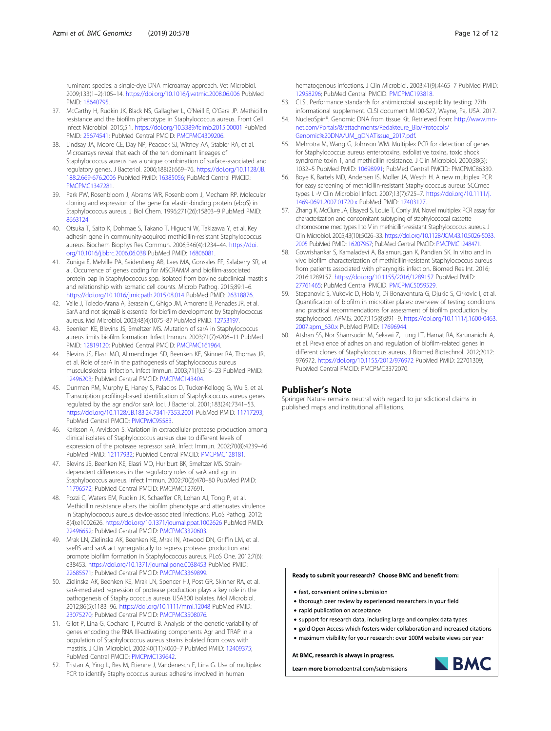ruminant species: a single-dye DNA microarray approach. Vet Microbiol. 2009;133(1–2):105–14. https://doi.org/10.1016/j.vetmic.2008.06.006 PubMed PMID: 18640795.

37. McCarthy H, Rudkin JK, Black NS, Gallagher L, O'Neill E, O'Gara JP. Methicillin resistance and the biofilm phenotype in Staphylococcus aureus. Front Cell Infect Microbiol. 2015;5:1. https://doi.org/10.3389/fcimb.2015.00001 PubMed PMID: 25674541; PubMed Central PMCID: PMCPMC4309206.
38. Lindsay JA, Moore CE, Day NP, Peacock SJ, Witney AA, Stabler RA, et al. Microarrays reveal that each of the ten dominant lineages of Staphylococcus aureus has a unique combination of surface-associated and regulatory genes. J Bacteriol. 2006;188(2):669–76. https://doi.org/10.1128/JB.188.2.669-676.2006 PubMed PMID: 16385056; PubMed Central PMCID: PMCPMC1347281.
39. Park PW, Rosenbloom J, Abrams WR, Rosenbloom J, Mecham RP. Molecular cloning and expression of the gene for elastin-binding protein (ebpS) in Staphylococcus aureus. J Biol Chem. 1996;271(26):15803–9 PubMed PMID: 8663124.
40. Otsuka T, Saito K, Dohmae S, Takano T, Higuchi W, Takizawa Y, et al. Key adhesin gene in community-acquired methicillin-resistant Staphylococcus aureus. Biochem Biophys Res Commun. 2006;346(4):1234–44. https://doi.org/10.1016/j.bbrc.2006.06.038 PubMed PMID: 16806081.
41. Zuniga E, Melville PA, Saidenberg AB, Laes MA, Gonsales FF, Salaberry SR, et al. Occurrence of genes coding for MSCRAMM and biofilm-associated protein bap in Staphylococcus spp. isolated from bovine subclinical mastitis and relationship with somatic cell counts. Microb Pathog. 2015;89:1–6. https://doi.org/10.1016/j.micpath.2015.08.014 PubMed PMID: 26318876.
42. Valle J, Toledo-Arana A, Berasain C, Ghigo JM, Amorena B, Penades JR, et al. SarA and not sigmaB is essential for biofilm development by Staphylococcus aureus. Mol Microbiol. 2003;48(4):1075–87 PubMed PMID: 12753197.
43. Beenken KE, Blevins JS, Smeltzer MS. Mutation of sarA in Staphylococcus aureus limits biofilm formation. Infect Immun. 2003;71(7):4206–11 PubMed PMID: 12819120; PubMed Central PMCID: PMCPMC161964.
44. Blevins JS, Elasri MO, Allmendinger SD, Beenken KE, Skinner RA, Thomas JR, et al. Role of sarA in the pathogenesis of Staphylococcus aureus musculoskeletal infection. Infect Immun. 2003;71(1):516–23 PubMed PMID: 12496203; PubMed Central PMCID: PMCPMC143404.
45. Dunman PM, Murphy E, Haney S, Palacios D, Tucker-Kellogg G, Wu S, et al. Transcription profiling-based identification of Staphylococcus aureus genes regulated by the agr and/or sarA loci. J Bacteriol. 2001;183(24):7341–53. https://doi.org/10.1128/JB.183.24.7341-7353.2001 PubMed PMID: 11717293; PubMed Central PMCID: PMCPMC95583.
46. Karlsson A, Arvidson S. Variation in extracellular protease production among clinical isolates of Staphylococcus aureus due to different levels of expression of the protease repressor sarA. Infect Immun. 2002;70(8):4239–46 PubMed PMID: 12117932; PubMed Central PMCID: PMCPMC128181.
47. Blevins JS, Beenken KE, Elasri MO, Hurlburt BK, Smeltzer MS. Strain-dependent differences in the regulatory roles of sarA and agr in Staphylococcus aureus. Infect Immun. 2002;70(2):470–80 PubMed PMID: 11796572; PubMed Central PMCID: PMCPMC127691.
48. Pozzi C, Waters EM, Rudkin JK, Schaeffer CR, Lohan AJ, Tong P, et al. Methicillin resistance alters the biofilm phenotype and attenuates virulence in Staphylococcus aureus device-associated infections. PLoS Pathog. 2012; 8(4):e1002626. https://doi.org/10.1371/journal.ppat.1002626 PubMed PMID: 22496652; PubMed Central PMCID: PMCPMC3320603.
49. Mrak LN, Zielinska AK, Beenken KE, Mrak IN, Atwood DN, Griffin LM, et al. saeRS and sarA act synergistically to repress protease production and promote biofilm formation in Staphylococcus aureus. PLoS One. 2012;7(6): e38453. https://doi.org/10.1371/journal.pone.0038453 PubMed PMID: 22685571; PubMed Central PMCID: PMCPMC3369899.
50. Zielinska AK, Beenken KE, Mrak LN, Spencer HJ, Post GR, Skinner RA, et al. sarA-mediated repression of protease production plays a key role in the pathogenesis of Staphylococcus aureus USA300 isolates. Mol Microbiol. 2012;86(5):1183–96. https://doi.org/10.1111/mmi.12048 PubMed PMID: 23075270; PubMed Central PMCID: PMCPMC3508076.
51. Gilot P, Lina G, Cochard T, Poutrel B. Analysis of the genetic variability of genes encoding the RNA III-activating components Agr and TRAP in a population of Staphylococcus aureus strains isolated from cows with mastitis. J Clin Microbiol. 2002;40(11):4060–7 PubMed PMID: 12409375; PubMed Central PMCID: PMCPMC139642.
52. Tristan A, Ying L, Bes M, Etienne J, Vandenesch F, Lina G. Use of multiplex PCR to identify Staphylococcus aureus adhesins involved in human hematogenous infections. J Clin Microbiol. 2003;41(9):4465–7 PubMed PMID: 12958296; PubMed Central PMCID: PMCPMC193818.
53. CLSI. Performance standards for antimicrobial susceptibility testing; 27th informational supplement. CLSI document M100-S27, Wayne, Pa, USA. 2017.
54. NucleoSpin®. Genomic DNA from tissue Kit. Retrieved from: http://www.mn-net.com/Portals/8/attachments/Redakteure_Bio/Protocols/Genomic%20DNA/UM_gDNATissue_2017.pdf.
55. Mehrotra M, Wang G, Johnson WM. Multiplex PCR for detection of genes for Staphylococcus aureus enterotoxins, exfoliative toxins, toxic shock syndrome toxin 1, and methicillin resistance. J Clin Microbiol. 2000;38(3): 1032–5 PubMed PMID: 10698991; PubMed Central PMCID: PMCPMC86330.
56. Boye K, Bartels MD, Andersen IS, Moller JA, Westh H. A new multiplex PCR for easy screening of methicillin-resistant Staphylococcus aureus SCCmec types I. -V Clin Microbiol Infect. 2007;13(7):725–7. https://doi.org/10.1111/j.1469-0691.2007.01720.x PubMed PMID: 17403127.
57. Zhang K, McClure JA, Elsayed S, Louie T, Conly JM. Novel multiplex PCR assay for characterization and concomitant subtyping of staphylococcal cassette chromosome mec types I to V in methicillin-resistant Staphylococcus aureus. J Clin Microbiol. 2005;43(10):5026–33. https://doi.org/10.1128/JCM.43.10.5026-5033.2005 PubMed PMID: 16207957; PubMed Central PMCID: PMCPMC1248471.
58. Gowrishankar S, Kamaladevi A, Balamurugan K, Pandian SK. In vitro and in vivo biofilm characterization of methicillin-resistant Staphylococcus aureus from patients associated with pharyngitis infection. Biomed Res Int. 2016; 2016:1289157. https://doi.org/10.1155/2016/1289157 PubMed PMID: 27761465; PubMed Central PMCID: PMCPMC5059529.
59. Stepanovic S, Vukovic D, Hola V, Di Bonaventura G, Djukic S, Cirkovic I, et al. Quantification of biofilm in microtiter plates: overview of testing conditions and practical recommendations for assessment of biofilm production by staphylococci. APMIS. 2007;115(8):891–9. https://doi.org/10.1111/j.1600-0463.2007.apm_630.x PubMed PMID: 17696944.
60. Atshan SS, Nor Shamsudin M, Sekawi Z, Lung LT, Hamat RA, Karunanidhi A, et al. Prevalence of adhesion and regulation of biofilm-related genes in different clones of Staphylococcus aureus. J Biomed Biotechnol. 2012;2012: 976972. https://doi.org/10.1155/2012/976972 PubMed PMID: 22701309; PubMed Central PMCID: PMCPMC3372070.

## Publisher's Note

Springer Nature remains neutral with regard to jurisdictional claims in published maps and institutional affiliations.

**Ready to submit your research? Choose BMC and benefit from:**

- fast, convenient online submission
- thorough peer review by experienced researchers in your field
- rapid publication on acceptance
- support for research data, including large and complex data types
- gold Open Access which fosters wider collaboration and increased citations
- maximum visibility for your research: over 100M website views per year

**At BMC, research is always in progress.**

**Learn more** biomedcentral.com/submissions

BMC